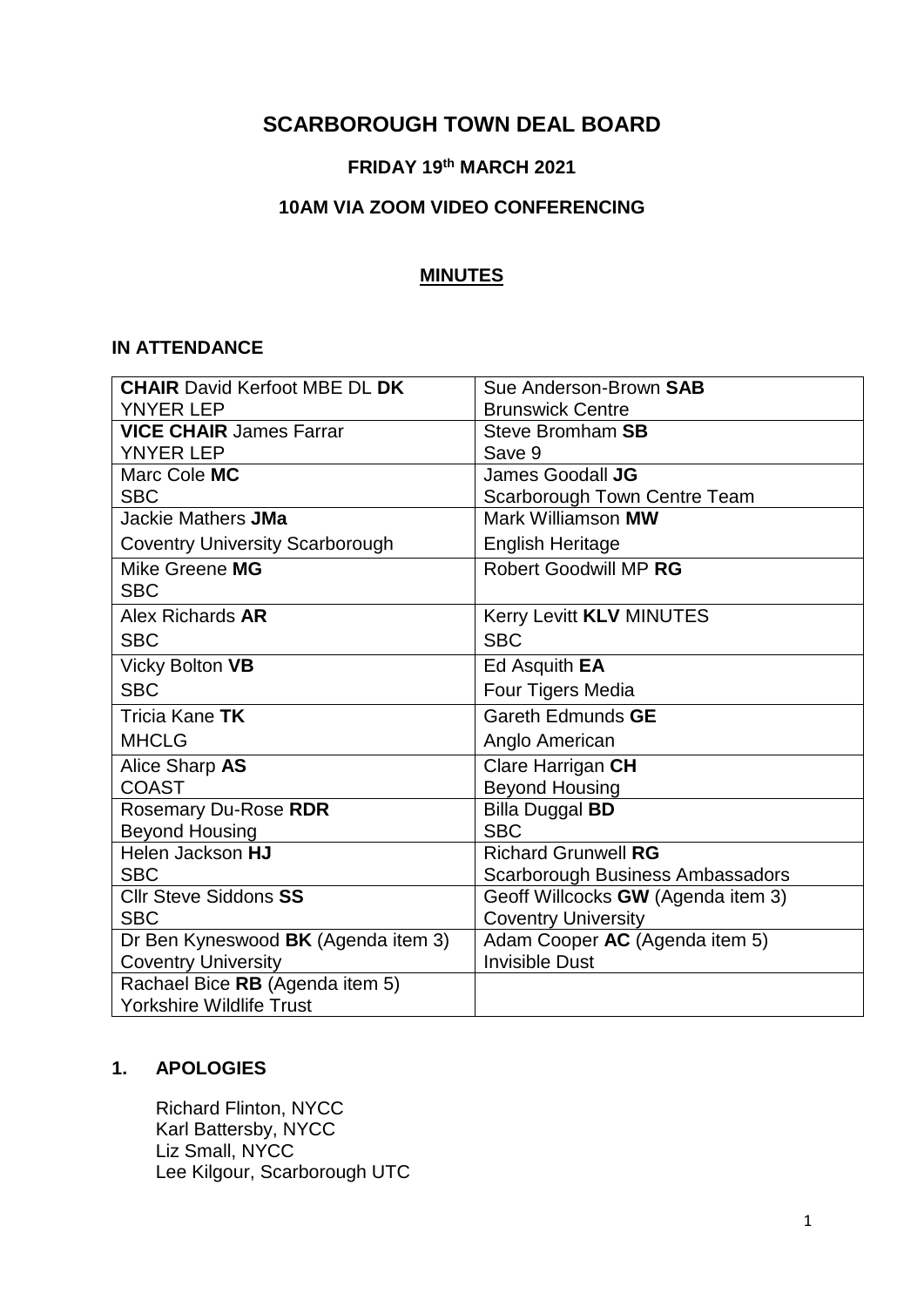# SCARBOROUGH TOWN DEAL BOARD

## FRIDAY 19th MARCH 2021

## 10AM VIA ZOOM VIDEO CONFERENCING

## MINUTES

### IN ATTENDANCE

| | |
|---|---|
| **CHAIR** David Kerfoot MBE DL **DK**<br>YNYER LEP | Sue Anderson-Brown **SAB**<br>Brunswick Centre |
| **VICE CHAIR** James Farrar<br>YNYER LEP | Steve Bromham **SB**<br>Save 9 |
| Marc Cole **MC**<br>SBC | James Goodall **JG**<br>Scarborough Town Centre Team |
| Jackie Mathers **JMa**<br>Coventry University Scarborough | Mark Williamson **MW**<br>English Heritage |
| Mike Greene **MG**<br>SBC | Robert Goodwill MP **RG** |
| Alex Richards **AR**<br>SBC | Kerry Levitt **KLV** MINUTES<br>SBC |
| Vicky Bolton **VB**<br>SBC | Ed Asquith **EA**<br>Four Tigers Media |
| Tricia Kane **TK**<br>MHCLG | Gareth Edmunds **GE**<br>Anglo American |
| Alice Sharp **AS**<br>COAST | Clare Harrigan **CH**<br>Beyond Housing |
| Rosemary Du-Rose **RDR**<br>Beyond Housing | Billa Duggal **BD**<br>SBC |
| Helen Jackson **HJ**<br>SBC | Richard Grunwell **RG**<br>Scarborough Business Ambassadors |
| Cllr Steve Siddons **SS**<br>SBC | Geoff Willcocks **GW** (Agenda item 3)<br>Coventry University |
| Dr Ben Kyneswood **BK** (Agenda item 3)<br>Coventry University | Adam Cooper **AC** (Agenda item 5)<br>Invisible Dust |
| Rachael Bice **RB** (Agenda item 5)<br>Yorkshire Wildlife Trust | |

### 1. APOLOGIES

Richard Flinton, NYCC
Karl Battersby, NYCC
Liz Small, NYCC
Lee Kilgour, Scarborough UTC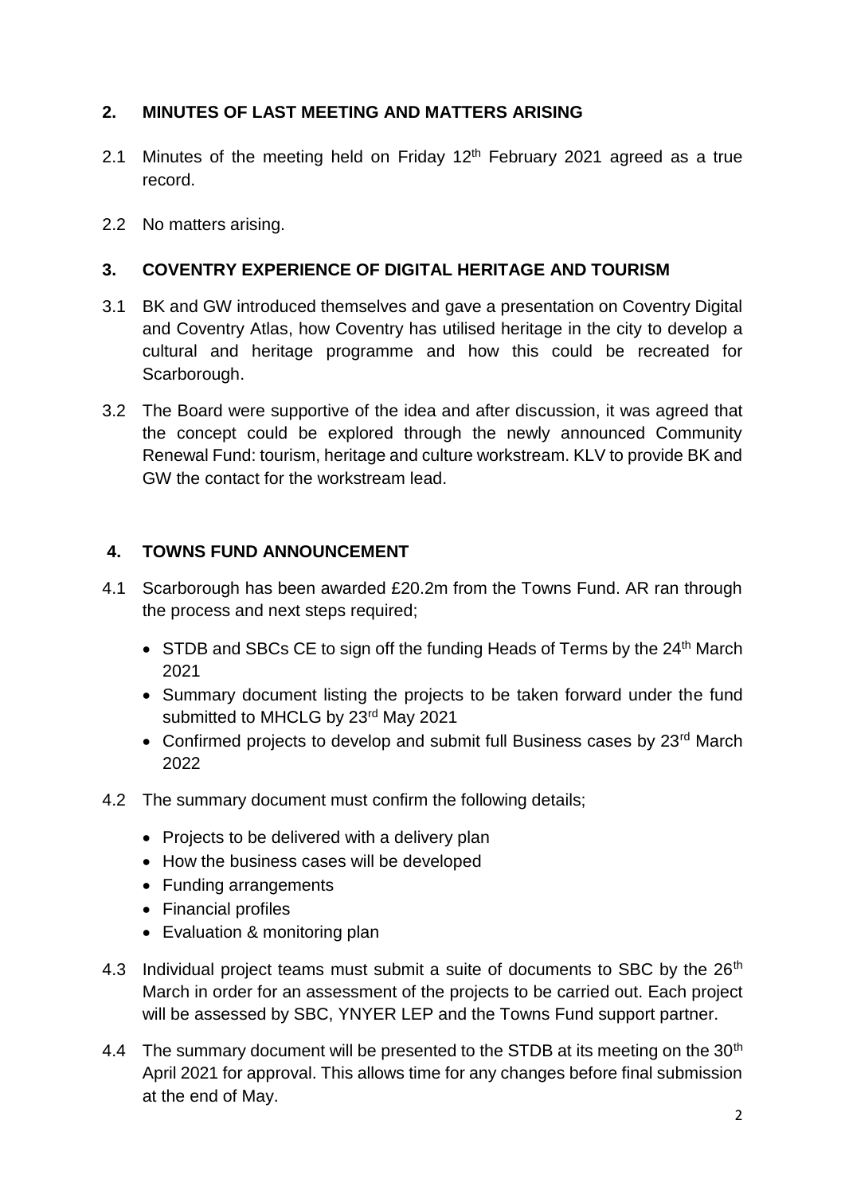## 2. MINUTES OF LAST MEETING AND MATTERS ARISING

2.1 Minutes of the meeting held on Friday 12th February 2021 agreed as a true record.

2.2 No matters arising.

## 3. COVENTRY EXPERIENCE OF DIGITAL HERITAGE AND TOURISM

3.1 BK and GW introduced themselves and gave a presentation on Coventry Digital and Coventry Atlas, how Coventry has utilised heritage in the city to develop a cultural and heritage programme and how this could be recreated for Scarborough.

3.2 The Board were supportive of the idea and after discussion, it was agreed that the concept could be explored through the newly announced Community Renewal Fund: tourism, heritage and culture workstream. KLV to provide BK and GW the contact for the workstream lead.

## 4. TOWNS FUND ANNOUNCEMENT

4.1 Scarborough has been awarded £20.2m from the Towns Fund. AR ran through the process and next steps required;

- STDB and SBCs CE to sign off the funding Heads of Terms by the 24th March 2021
- Summary document listing the projects to be taken forward under the fund submitted to MHCLG by 23rd May 2021
- Confirmed projects to develop and submit full Business cases by 23rd March 2022

4.2 The summary document must confirm the following details;

- Projects to be delivered with a delivery plan
- How the business cases will be developed
- Funding arrangements
- Financial profiles
- Evaluation & monitoring plan

4.3 Individual project teams must submit a suite of documents to SBC by the 26th March in order for an assessment of the projects to be carried out. Each project will be assessed by SBC, YNYER LEP and the Towns Fund support partner.

4.4 The summary document will be presented to the STDB at its meeting on the 30th April 2021 for approval. This allows time for any changes before final submission at the end of May.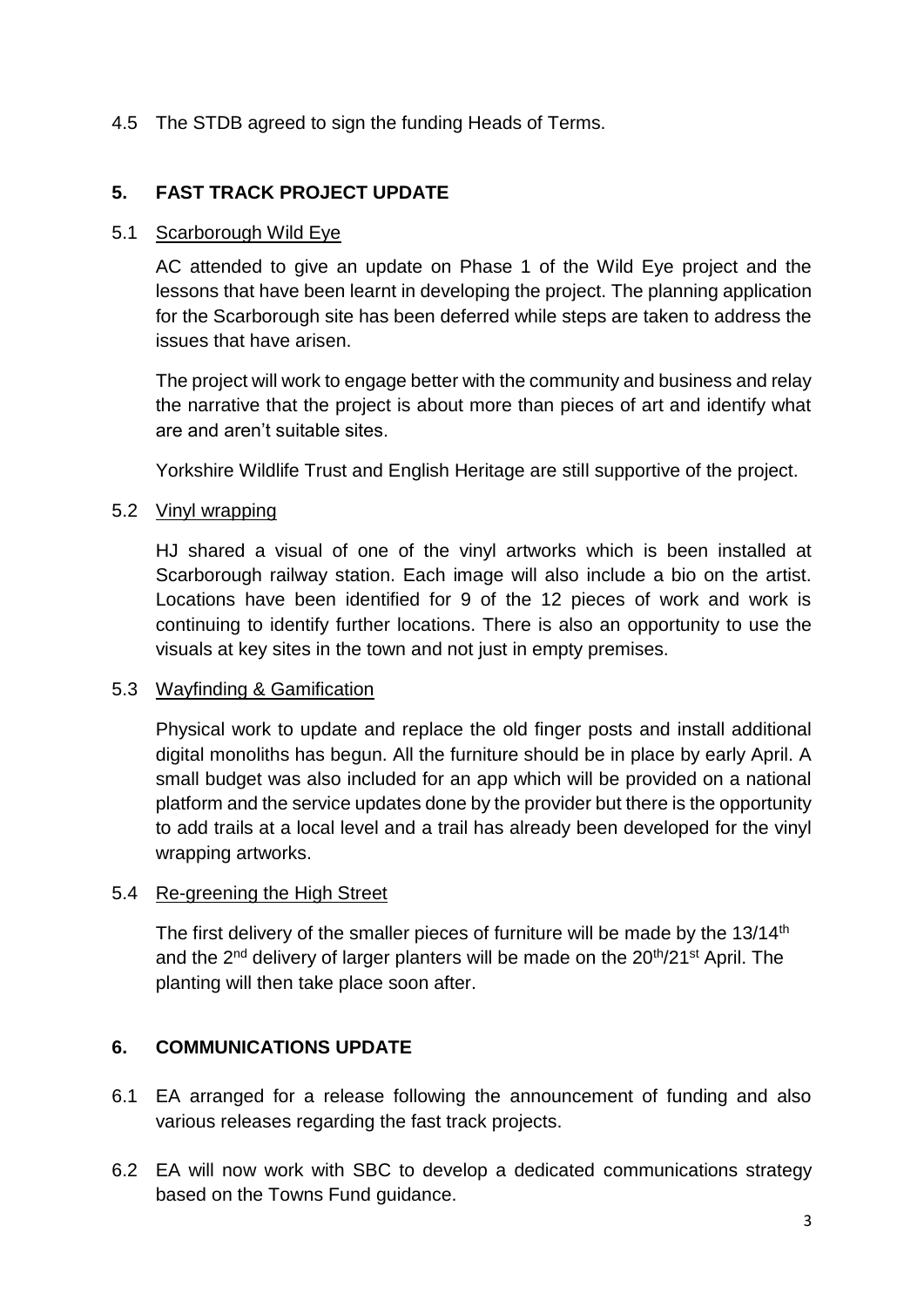4.5 The STDB agreed to sign the funding Heads of Terms.

## 5. FAST TRACK PROJECT UPDATE

5.1 Scarborough Wild Eye

AC attended to give an update on Phase 1 of the Wild Eye project and the lessons that have been learnt in developing the project. The planning application for the Scarborough site has been deferred while steps are taken to address the issues that have arisen.

The project will work to engage better with the community and business and relay the narrative that the project is about more than pieces of art and identify what are and aren't suitable sites.

Yorkshire Wildlife Trust and English Heritage are still supportive of the project.

5.2 Vinyl wrapping

HJ shared a visual of one of the vinyl artworks which is been installed at Scarborough railway station. Each image will also include a bio on the artist. Locations have been identified for 9 of the 12 pieces of work and work is continuing to identify further locations. There is also an opportunity to use the visuals at key sites in the town and not just in empty premises.

5.3 Wayfinding & Gamification

Physical work to update and replace the old finger posts and install additional digital monoliths has begun. All the furniture should be in place by early April. A small budget was also included for an app which will be provided on a national platform and the service updates done by the provider but there is the opportunity to add trails at a local level and a trail has already been developed for the vinyl wrapping artworks.

5.4 Re-greening the High Street

The first delivery of the smaller pieces of furniture will be made by the 13/14th and the 2nd delivery of larger planters will be made on the 20th/21st April. The planting will then take place soon after.

## 6. COMMUNICATIONS UPDATE

6.1 EA arranged for a release following the announcement of funding and also various releases regarding the fast track projects.

6.2 EA will now work with SBC to develop a dedicated communications strategy based on the Towns Fund guidance.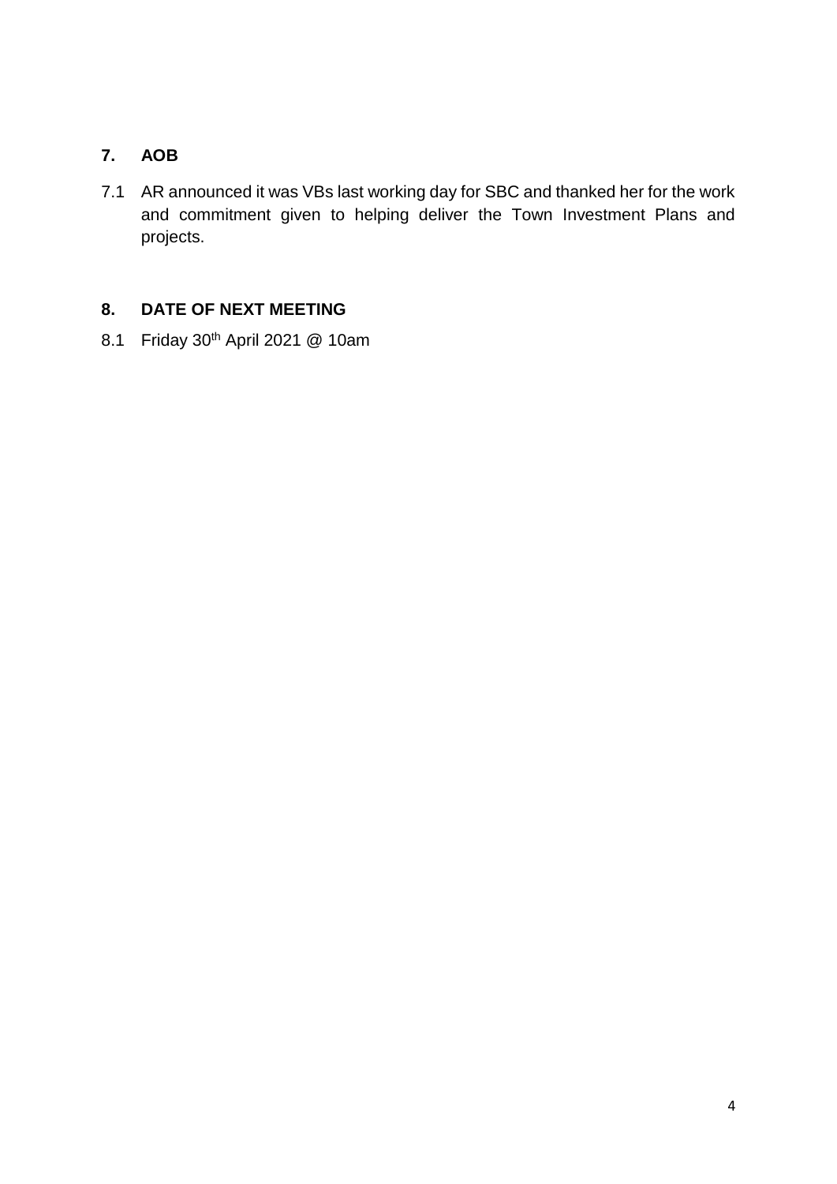## 7. AOB

7.1 AR announced it was VBs last working day for SBC and thanked her for the work and commitment given to helping deliver the Town Investment Plans and projects.

## 8. DATE OF NEXT MEETING

8.1 Friday 30th April 2021 @ 10am